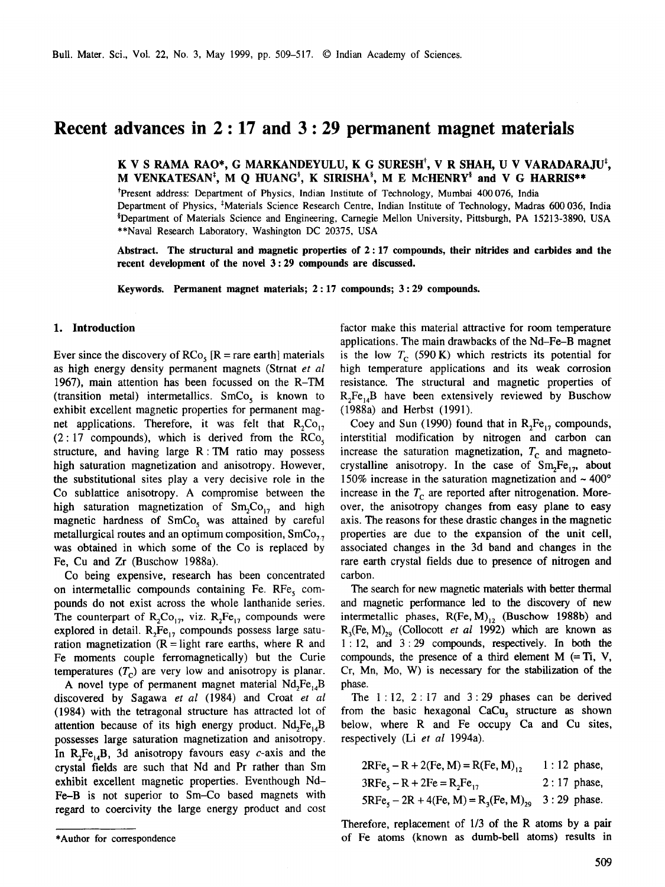# Recent advances in 2 : 17 and 3 : 29 permanent magnet materials

K V S RAMA RAO*, G MARKANDEYULU, K G SURESH[†], V R SHAH, U V VARADARAJU[‡], M VENKATESAN[‡], M Q HUANG[§], K SIRISHA[§], M E McHENRY[§] and V G HARRIS**

[†]Present address: Department of Physics, Indian Institute of Technology, Mumbai 400 076, India

Department of Physics, [‡]Materials Science Research Centre, Indian Institute of Technology, Madras 600 036, India

[§]Department of Materials Science and Engineering, Carnegie Mellon University, Pittsburgh, PA 15213-3890, USA

**Naval Research Laboratory, Washington DC 20375, USA

**Abstract.** The structural and magnetic properties of 2 : 17 compounds, their nitrides and carbides and the recent development of the novel 3 : 29 compounds are discussed.

**Keywords.** Permanent magnet materials; 2 : 17 compounds; 3 : 29 compounds.

## 1. Introduction

Ever since the discovery of $RCo_5$ [R = rare earth] materials as high energy density permanent magnets (Strnat *et al* 1967), main attention has been focussed on the R–TM (transition metal) intermetallics. $SmCo_5$ is known to exhibit excellent magnetic properties for permanent magnet applications. Therefore, it was felt that $R_2Co_{17}$ (2 : 17 compounds), which is derived from the $RCo_5$ structure, and having large R : TM ratio may possess high saturation magnetization and anisotropy. However, the substitutional sites play a very decisive role in the Co sublattice anisotropy. A compromise between the high saturation magnetization of $Sm_2Co_{17}$ and high magnetic hardness of $SmCo_5$ was attained by careful metallurgical routes and an optimum composition, $SmCo_{7.7}$ was obtained in which some of the Co is replaced by Fe, Cu and Zr (Buschow 1988a).

Co being expensive, research has been concentrated on intermetallic compounds containing Fe. $RFe_5$ compounds do not exist across the whole lanthanide series. The counterpart of $R_2Co_{17}$, viz. $R_2Fe_{17}$ compounds were explored in detail. $R_2Fe_{17}$ compounds possess large saturation magnetization (R = light rare earths, where R and Fe moments couple ferromagnetically) but the Curie temperatures ($T_C$) are very low and anisotropy is planar.

A novel type of permanent magnet material $Nd_2Fe_{14}B$ discovered by Sagawa *et al* (1984) and Croat *et al* (1984) with the tetragonal structure has attracted lot of attention because of its high energy product. $Nd_2Fe_{14}B$ possesses large saturation magnetization and anisotropy. In $R_2Fe_{14}B$, 3d anisotropy favours easy *c*-axis and the crystal fields are such that Nd and Pr rather than Sm exhibit excellent magnetic properties. Eventhough Nd–Fe–B is not superior to Sm–Co based magnets with regard to coercivity the large energy product and cost factor make this material attractive for room temperature applications. The main drawbacks of the Nd–Fe–B magnet is the low $T_C$ (590 K) which restricts its potential for high temperature applications and its weak corrosion resistance. The structural and magnetic properties of $R_2Fe_{14}B$ have been extensively reviewed by Buschow (1988a) and Herbst (1991).

Coey and Sun (1990) found that in $R_2Fe_{17}$ compounds, interstitial modification by nitrogen and carbon can increase the saturation magnetization, $T_C$ and magnetocrystalline anisotropy. In the case of $Sm_2Fe_{17}$, about 150% increase in the saturation magnetization and ~ 400° increase in the $T_C$ are reported after nitrogenation. Moreover, the anisotropy changes from easy plane to easy axis. The reasons for these drastic changes in the magnetic properties are due to the expansion of the unit cell, associated changes in the 3d band and changes in the rare earth crystal fields due to presence of nitrogen and carbon.

The search for new magnetic materials with better thermal and magnetic performance led to the discovery of new intermetallic phases, $R(Fe, M)_{12}$ (Buschow 1988b) and $R_3(Fe, M)_{29}$ (Collocott *et al* 1992) which are known as 1 : 12, and 3 : 29 compounds, respectively. In both the compounds, the presence of a third element M (= Ti, V, Cr, Mn, Mo, W) is necessary for the stabilization of the phase.

The 1 : 12, 2 : 17 and 3 : 29 phases can be derived from the basic hexagonal $CaCu_5$ structure as shown below, where R and Fe occupy Ca and Cu sites, respectively (Li *et al* 1994a).

$$2RFe_5 - R + 2(Fe, M) = R(Fe, M)_{12} \quad 1:12 \text{ phase},$$

$$3RFe_5 - R + 2Fe = R_2Fe_{17} \quad 2:17 \text{ phase},$$

$$5RFe_5 - 2R + 4(Fe, M) = R_3(Fe, M)_{29} \quad 3:29 \text{ phase}.$$

Therefore, replacement of 1/3 of the R atoms by a pair of Fe atoms (known as dumb-bell atoms) results in

*Author for correspondence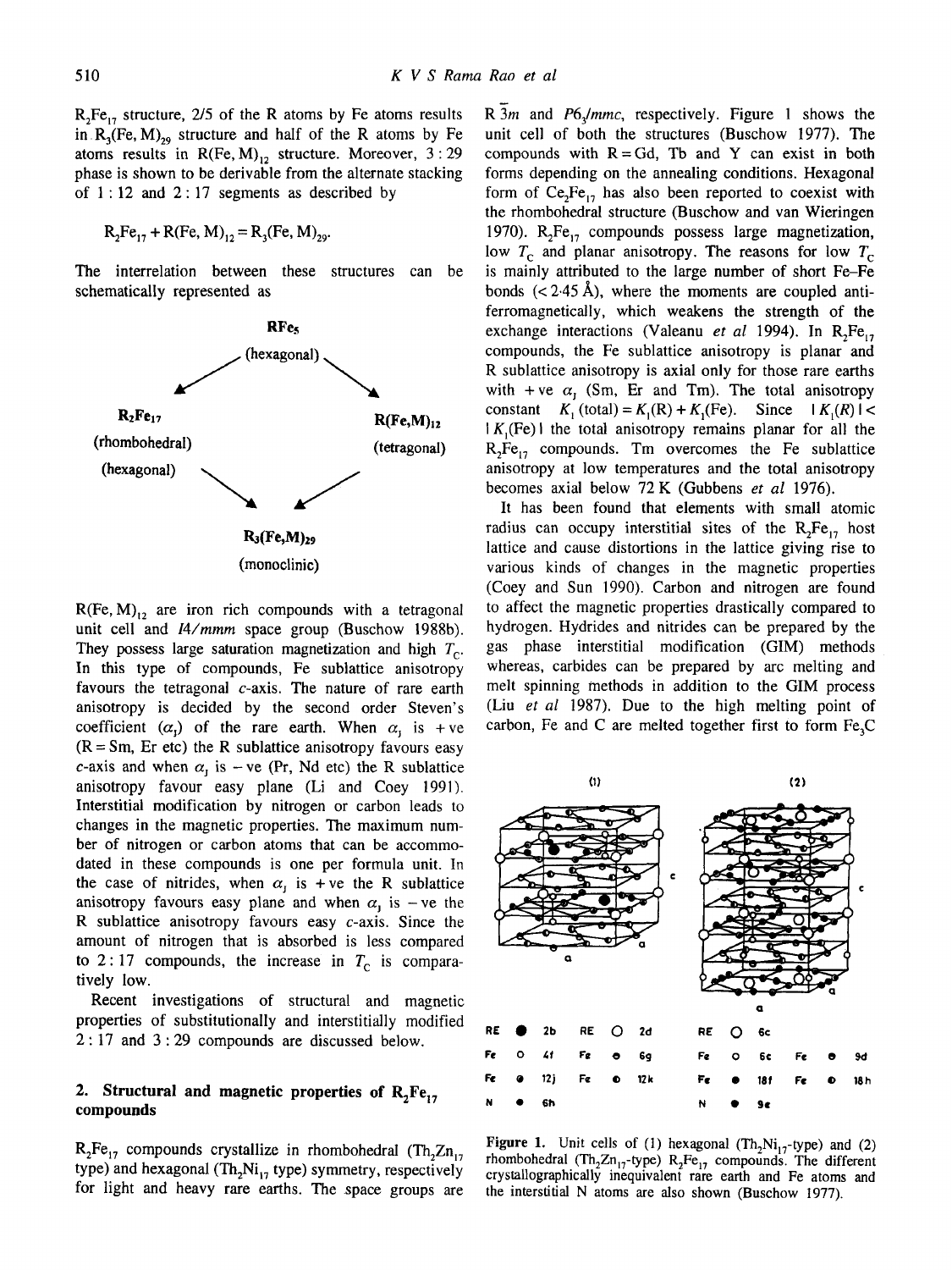$R_2Fe_{17}$ structure, 2/5 of the R atoms by Fe atoms results in $R_3(Fe, M)_{29}$ structure and half of the R atoms by Fe atoms results in $R(Fe, M)_{12}$ structure. Moreover, 3 : 29 phase is shown to be derivable from the alternate stacking of 1 : 12 and 2 : 17 segments as described by

$$R_2Fe_{17} + R(Fe, M)_{12} = R_3(Fe, M)_{29}.$$

The interrelation between these structures can be schematically represented as

$RFe_5$ (hexagonal) → $R_2Fe_{17}$ (rhombohedral) (hexagonal) and $R(Fe,M)_{12}$ (tetragonal) → $R_3(Fe,M)_{29}$ (monoclinic)

$R(Fe, M)_{12}$ are iron rich compounds with a tetragonal unit cell and *I4/mmm* space group (Buschow 1988b). They possess large saturation magnetization and high $T_C$. In this type of compounds, Fe sublattice anisotropy favours the tetragonal *c*-axis. The nature of rare earth anisotropy is decided by the second order Steven's coefficient ($\alpha_J$) of the rare earth. When $\alpha_J$ is +ve (R = Sm, Er etc) the R sublattice anisotropy favours easy *c*-axis and when $\alpha_J$ is −ve (Pr, Nd etc) the R sublattice anisotropy favour easy plane (Li and Coey 1991). Interstitial modification by nitrogen or carbon leads to changes in the magnetic properties. The maximum number of nitrogen or carbon atoms that can be accommodated in these compounds is one per formula unit. In the case of nitrides, when $\alpha_J$ is +ve the R sublattice anisotropy favours easy plane and when $\alpha_J$ is −ve the R sublattice anisotropy favours easy *c*-axis. Since the amount of nitrogen that is absorbed is less compared to 2 : 17 compounds, the increase in $T_C$ is comparatively low.

Recent investigations of structural and magnetic properties of substitutionally and interstitially modified 2 : 17 and 3 : 29 compounds are discussed below.

## 2. Structural and magnetic properties of $R_2Fe_{17}$ compounds

$R_2Fe_{17}$ compounds crystallize in rhombohedral ($Th_2Zn_{17}$ type) and hexagonal ($Th_2Ni_{17}$ type) symmetry, respectively for light and heavy rare earths. The space groups are $R\bar{3}m$ and $P6_3/mmc$, respectively. Figure 1 shows the unit cell of both the structures (Buschow 1977). The compounds with R = Gd, Tb and Y can exist in both forms depending on the annealing conditions. Hexagonal form of $Ce_2Fe_{17}$ has also been reported to coexist with the rhombohedral structure (Buschow and van Wieringen 1970). $R_2Fe_{17}$ compounds possess large magnetization, low $T_C$ and planar anisotropy. The reasons for low $T_C$ is mainly attributed to the large number of short Fe–Fe bonds (< 2·45 Å), where the moments are coupled antiferromagnetically, which weakens the strength of the exchange interactions (Valeanu *et al* 1994). In $R_2Fe_{17}$ compounds, the Fe sublattice anisotropy is planar and R sublattice anisotropy is axial only for those rare earths with +ve $\alpha_J$ (Sm, Er and Tm). The total anisotropy constant $K_1$ (total) = $K_1(R) + K_1(Fe)$. Since $|K_1(R)| < |K_1(Fe)|$ the total anisotropy remains planar for all the $R_2Fe_{17}$ compounds. Tm overcomes the Fe sublattice anisotropy at low temperatures and the total anisotropy becomes axial below 72 K (Gubbens *et al* 1976).

It has been found that elements with small atomic radius can occupy interstitial sites of the $R_2Fe_{17}$ host lattice and cause distortions in the lattice giving rise to various kinds of changes in the magnetic properties (Coey and Sun 1990). Carbon and nitrogen are found to affect the magnetic properties drastically compared to hydrogen. Hydrides and nitrides can be prepared by the gas phase interstitial modification (GIM) methods whereas, carbides can be prepared by arc melting and melt spinning methods in addition to the GIM process (Liu *et al* 1987). Due to the high melting point of carbon, Fe and C are melted together first to form $Fe_3C$

| (1) | | | | (2) | | | |
|---|---|---|---|---|---|---|---|
| RE ● 2b | | RE ○ 2d | | RE ○ 6c | | | |
| Fe ○ 4f | | Fe ● 6g | | Fe ○ 6c | | Fe ● 9d | |
| Fe ● 12j | | Fe ● 12k | | Fe ● 18f | | Fe ● 18h | |
| N ● 6h | | | | N ● 9e | | | |

**Figure 1.** Unit cells of (1) hexagonal ($Th_2Ni_{17}$-type) and (2) rhombohedral ($Th_2Zn_{17}$-type) $R_2Fe_{17}$ compounds. The different crystallographically inequivalent rare earth and Fe atoms and the interstitial N atoms are also shown (Buschow 1977).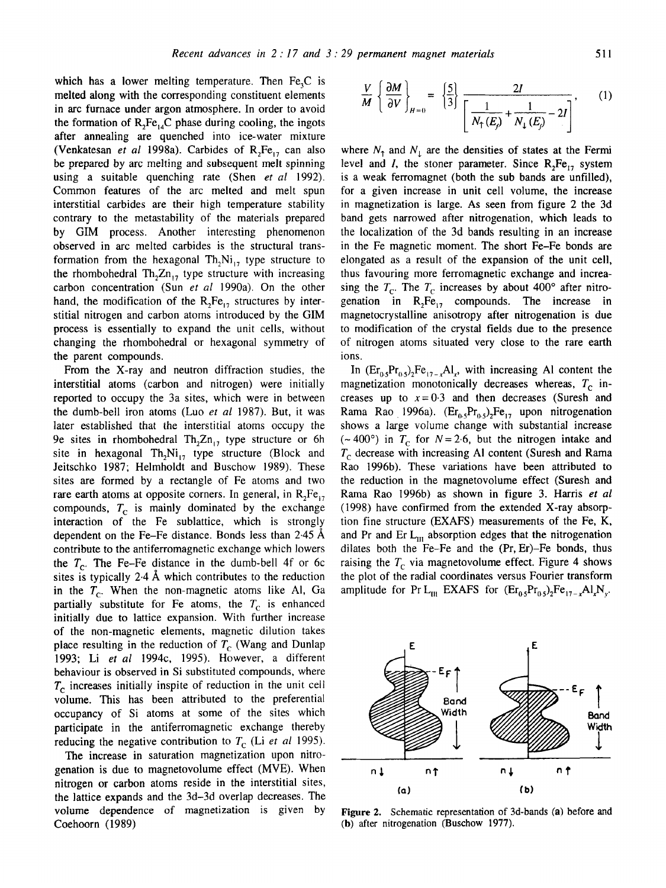which has a lower melting temperature. Then $Fe_3C$ is melted along with the corresponding constituent elements in arc furnace under argon atmosphere. In order to avoid the formation of $R_2Fe_{14}C$ phase during cooling, the ingots after annealing are quenched into ice-water mixture (Venkatesan *et al* 1998a). Carbides of $R_2Fe_{17}$ can also be prepared by arc melting and subsequent melt spinning using a suitable quenching rate (Shen *et al* 1992). Common features of the arc melted and melt spun interstitial carbides are their high temperature stability contrary to the metastability of the materials prepared by GIM process. Another interesting phenomenon observed in arc melted carbides is the structural transformation from the hexagonal $Th_2Ni_{17}$ type structure to the rhombohedral $Th_2Zn_{17}$ type structure with increasing carbon concentration (Sun *et al* 1990a). On the other hand, the modification of the $R_2Fe_{17}$ structures by interstitial nitrogen and carbon atoms introduced by the GIM process is essentially to expand the unit cells, without changing the rhombohedral or hexagonal symmetry of the parent compounds.

From the X-ray and neutron diffraction studies, the interstitial atoms (carbon and nitrogen) were initially reported to occupy the 3a sites, which were in between the dumb-bell iron atoms (Luo *et al* 1987). But, it was later established that the interstitial atoms occupy the 9e sites in rhombohedral $Th_2Zn_{17}$ type structure or 6h site in hexagonal $Th_2Ni_{17}$ type structure (Block and Jeitschko 1987; Helmholdt and Buschow 1989). These sites are formed by a rectangle of Fe atoms and two rare earth atoms at opposite corners. In general, in $R_2Fe_{17}$ compounds, $T_C$ is mainly dominated by the exchange interaction of the Fe sublattice, which is strongly dependent on the Fe–Fe distance. Bonds less than 2·45 Å contribute to the antiferromagnetic exchange which lowers the $T_C$. The Fe–Fe distance in the dumb-bell 4f or 6c sites is typically 2·4 Å which contributes to the reduction in the $T_C$. When the non-magnetic atoms like Al, Ga partially substitute for Fe atoms, the $T_C$ is enhanced initially due to lattice expansion. With further increase of the non-magnetic elements, magnetic dilution takes place resulting in the reduction of $T_C$ (Wang and Dunlap 1993; Li *et al* 1994c, 1995). However, a different behaviour is observed in Si substituted compounds, where $T_C$ increases initially inspite of reduction in the unit cell volume. This has been attributed to the preferential occupancy of Si atoms at some of the sites which participate in the antiferromagnetic exchange thereby reducing the negative contribution to $T_C$ (Li *et al* 1995).

The increase in saturation magnetization upon nitrogenation is due to magnetovolume effect (MVE). When nitrogen or carbon atoms reside in the interstitial sites, the lattice expands and the 3d–3d overlap decreases. The volume dependence of magnetization is given by Coehoorn (1989)

$$\frac{V}{M}\left\{\frac{\partial M}{\partial V}\right\}_{H=0} = \left\{\frac{5}{3}\right\}\frac{2I}{\left[\frac{1}{N_{\uparrow}(E_f)}+\frac{1}{N_{\downarrow}(E_f)}-2I\right]}, \quad (1)$$

where $N_{\uparrow}$ and $N_{\downarrow}$ are the densities of states at the Fermi level and $I$, the stoner parameter. Since $R_2Fe_{17}$ system is a weak ferromagnet (both the sub bands are unfilled), for a given increase in unit cell volume, the increase in magnetization is large. As seen from figure 2 the 3d band gets narrowed after nitrogenation, which leads to the localization of the 3d bands resulting in an increase in the Fe magnetic moment. The short Fe–Fe bonds are elongated as a result of the expansion of the unit cell, thus favouring more ferromagnetic exchange and increasing the $T_C$. The $T_C$ increases by about 400° after nitrogenation in $R_2Fe_{17}$ compounds. The increase in magnetocrystalline anisotropy after nitrogenation is due to modification of the crystal fields due to the presence of nitrogen atoms situated very close to the rare earth ions.

In $(Er_{0.5}Pr_{0.5})_2Fe_{17-x}Al_x$, with increasing Al content the magnetization monotonically decreases whereas, $T_C$ increases up to $x = 0·3$ and then decreases (Suresh and Rama Rao 1996a). $(Er_{0.5}Pr_{0.5})_2Fe_{17}$ upon nitrogenation shows a large volume change with substantial increase (~ 400°) in $T_C$ for $N = 2·6$, but the nitrogen intake and $T_C$ decrease with increasing Al content (Suresh and Rama Rao 1996b). These variations have been attributed to the reduction in the magnetovolume effect (Suresh and Rama Rao 1996b) as shown in figure 3. Harris *et al* (1998) have confirmed from the extended X-ray absorption fine structure (EXAFS) measurements of the Fe, K, and Pr and Er $L_{III}$ absorption edges that the nitrogenation dilates both the Fe–Fe and the (Pr, Er)–Fe bonds, thus raising the $T_C$ via magnetovolume effect. Figure 4 shows the plot of the radial coordinates versus Fourier transform amplitude for Pr $L_{III}$ EXAFS for $(Er_{0.5}Pr_{0.5})_2Fe_{17-x}Al_xN_y$.

**Figure 2.** Schematic representation of 3d-bands (**a**) before and (**b**) after nitrogenation (Buschow 1977).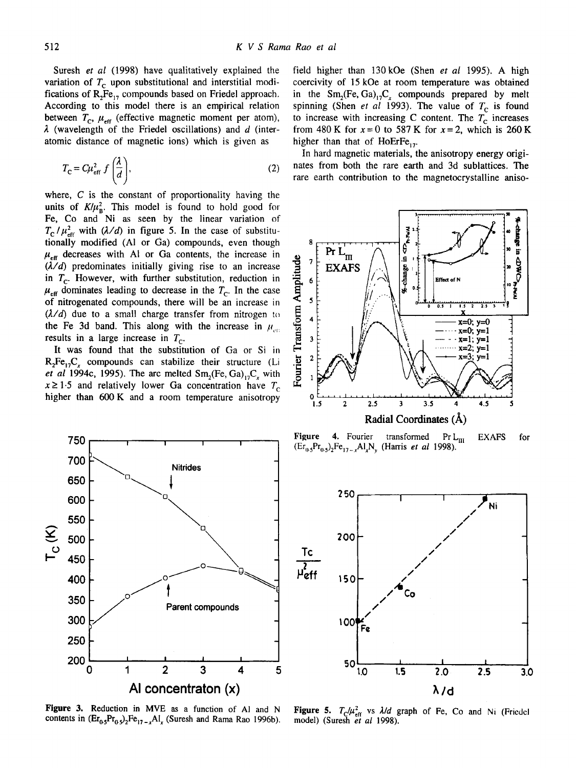Suresh *et al* (1998) have qualitatively explained the variation of $T_C$ upon substitutional and interstitial modifications of $R_2Fe_{17}$ compounds based on Friedel approach. According to this model there is an empirical relation between $T_C$, $\mu_{eff}$ (effective magnetic moment per atom), $\lambda$ (wavelength of the Friedel oscillations) and $d$ (interatomic distance of magnetic ions) which is given as

$$T_C = C\mu_{eff}^2 f\left(\frac{\lambda}{d}\right), \tag{2}$$

where, $C$ is the constant of proportionality having the units of $K/\mu_B^2$. This model is found to hold good for Fe, Co and Ni as seen by the linear variation of $T_C/\mu_{eff}^2$ with $(\lambda/d)$ in figure 5. In the case of substitutionally modified (Al or Ga) compounds, even though $\mu_{eff}$ decreases with Al or Ga contents, the increase in $(\lambda/d)$ predominates initially giving rise to an increase in $T_C$. However, with further substitution, reduction in $\mu_{eff}$ dominates leading to decrease in the $T_C$. In the case of nitrogenated compounds, there will be an increase in $(\lambda/d)$ due to a small charge transfer from nitrogen to the Fe 3d band. This along with the increase in $\mu_{eff}$ results in a large increase in $T_C$.

It was found that the substitution of Ga or Si in $R_2Fe_{17}C_x$ compounds can stabilize their structure (Li *et al* 1994c, 1995). The arc melted $Sm_2(Fe, Ga)_{17}C_x$ with $x \geq 1.5$ and relatively lower Ga concentration have $T_C$ higher than 600 K and a room temperature anisotropy field higher than 130 kOe (Shen *et al* 1995). A high coercivity of 15 kOe at room temperature was obtained in the $Sm_2(Fe, Ga)_{17}C_x$ compounds prepared by melt spinning (Shen *et al* 1993). The value of $T_C$ is found to increase with increasing C content. The $T_C$ increases from 480 K for $x = 0$ to 587 K for $x = 2$, which is 260 K higher than that of $HoErFe_{17}$.

In hard magnetic materials, the anisotropy energy originates from both the rare earth and 3d sublattices. The rare earth contribution to the magnetocrystalline aniso-

**Figure 4.** Fourier transformed Pr $L_{III}$ EXAFS for $(Er_{0.5}Pr_{0.5})_2Fe_{17-x}Al_xN_y$ (Harris *et al* 1998).

**Figure 3.** Reduction in MVE as a function of Al and N contents in $(Er_{0.5}Pr_{0.5})_2Fe_{17-x}Al_x$ (Suresh and Rama Rao 1996b).

**Figure 5.** $T_C/\mu_{eff}^2$ vs $\lambda/d$ graph of Fe, Co and Ni (Friedel model) (Suresh *et al* 1998).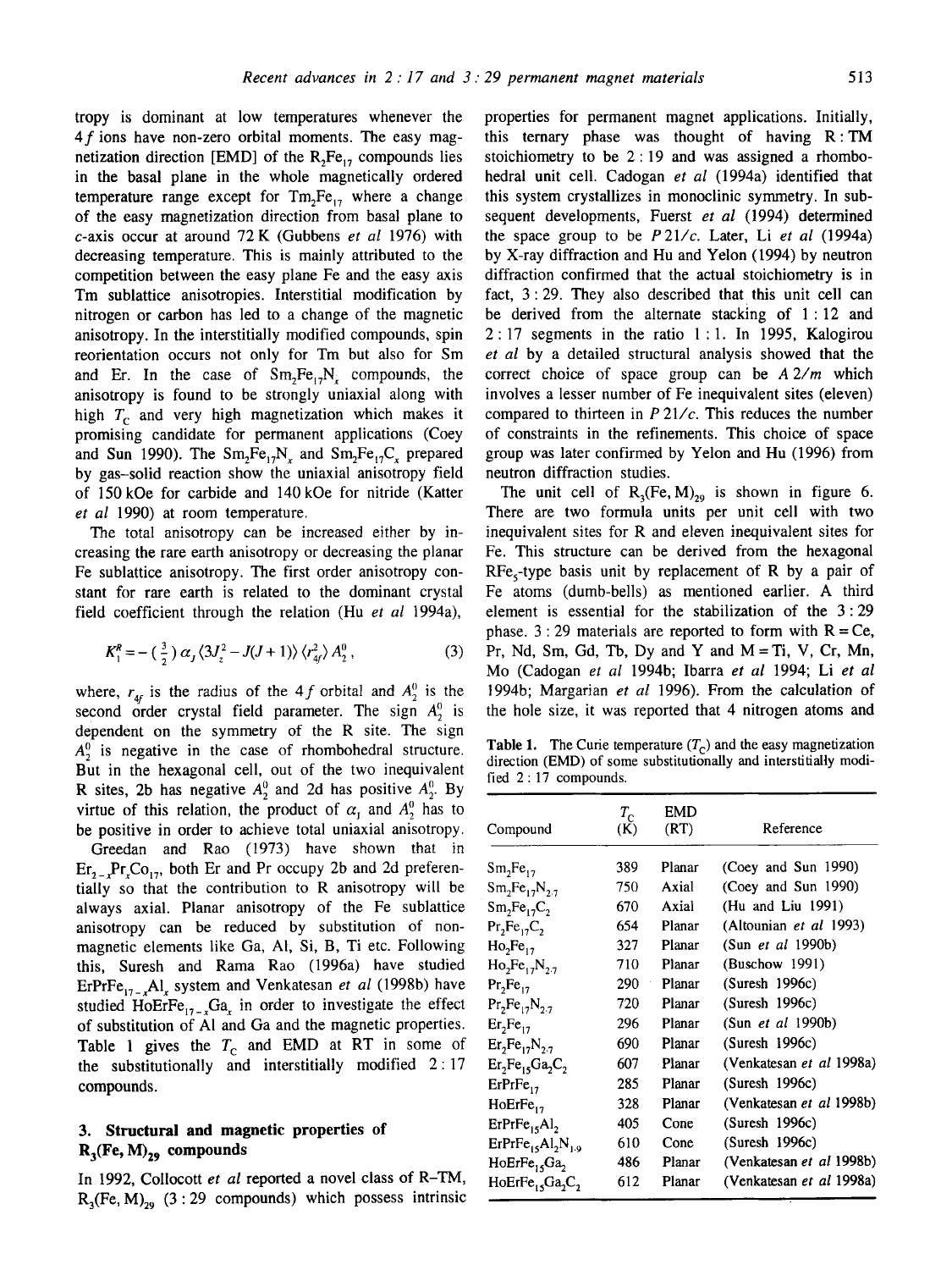tropy is dominant at low temperatures whenever the $4f$ ions have non-zero orbital moments. The easy magnetization direction [EMD] of the $R_2Fe_{17}$ compounds lies in the basal plane in the whole magnetically ordered temperature range except for $Tm_2Fe_{17}$ where a change of the easy magnetization direction from basal plane to $c$-axis occur at around 72 K (Gubbens *et al* 1976) with decreasing temperature. This is mainly attributed to the competition between the easy plane Fe and the easy axis Tm sublattice anisotropies. Interstitial modification by nitrogen or carbon has led to a change of the magnetic anisotropy. In the interstitially modified compounds, spin reorientation occurs not only for Tm but also for Sm and Er. In the case of $Sm_2Fe_{17}N_x$ compounds, the anisotropy is found to be strongly uniaxial along with high $T_C$ and very high magnetization which makes it promising candidate for permanent applications (Coey and Sun 1990). The $Sm_2Fe_{17}N_x$ and $Sm_2Fe_{17}C_x$ prepared by gas–solid reaction show the uniaxial anisotropy field of 150 kOe for carbide and 140 kOe for nitride (Katter *et al* 1990) at room temperature.

The total anisotropy can be increased either by increasing the rare earth anisotropy or decreasing the planar Fe sublattice anisotropy. The first order anisotropy constant for rare earth is related to the dominant crystal field coefficient through the relation (Hu *et al* 1994a),

$$K_1^R = -\left(\tfrac{3}{2}\right)\alpha_J \langle 3J_z^2 - J(J+1)\rangle \langle r_{4f}^2 \rangle A_2^0, \tag{3}$$

where, $r_{4f}$ is the radius of the $4f$ orbital and $A_2^0$ is the second order crystal field parameter. The sign $A_2^0$ is dependent on the symmetry of the R site. The sign $A_2^0$ is negative in the case of rhombohedral structure. But in the hexagonal cell, out of the two inequivalent R sites, 2b has negative $A_2^0$ and 2d has positive $A_2^0$. By virtue of this relation, the product of $\alpha_J$ and $A_2^0$ has to be positive in order to achieve total uniaxial anisotropy.

Greedan and Rao (1973) have shown that in $Er_{2-x}Pr_xCo_{17}$, both Er and Pr occupy 2b and 2d preferentially so that the contribution to R anisotropy will be always axial. Planar anisotropy of the Fe sublattice anisotropy can be reduced by substitution of non-magnetic elements like Ga, Al, Si, B, Ti etc. Following this, Suresh and Rama Rao (1996a) have studied $ErPrFe_{17-x}Al_x$ system and Venkatesan *et al* (1998b) have studied $HoErFe_{17-x}Ga_x$ in order to investigate the effect of substitution of Al and Ga and the magnetic properties. Table 1 gives the $T_C$ and EMD at RT in some of the substitutionally and interstitially modified 2 : 17 compounds.

## 3. Structural and magnetic properties of $R_3(Fe, M)_{29}$ compounds

In 1992, Collocott *et al* reported a novel class of R–TM, $R_3(Fe, M)_{29}$ (3 : 29 compounds) which possess intrinsic properties for permanent magnet applications. Initially, this ternary phase was thought of having R : TM stoichiometry to be 2 : 19 and was assigned a rhombohedral unit cell. Cadogan *et al* (1994a) identified that this system crystallizes in monoclinic symmetry. In subsequent developments, Fuerst *et al* (1994) determined the space group to be $P\,21/c$. Later, Li *et al* (1994a) by X-ray diffraction and Hu and Yelon (1994) by neutron diffraction confirmed that the actual stoichiometry is in fact, 3 : 29. They also described that this unit cell can be derived from the alternate stacking of 1 : 12 and 2 : 17 segments in the ratio 1 : 1. In 1995, Kalogirou *et al* by a detailed structural analysis showed that the correct choice of space group can be $A\,2/m$ which involves a lesser number of Fe inequivalent sites (eleven) compared to thirteen in $P\,21/c$. This reduces the number of constraints in the refinements. This choice of space group was later confirmed by Yelon and Hu (1996) from neutron diffraction studies.

The unit cell of $R_3(Fe, M)_{29}$ is shown in figure 6. There are two formula units per unit cell with two inequivalent sites for R and eleven inequivalent sites for Fe. This structure can be derived from the hexagonal $RFe_5$-type basis unit by replacement of R by a pair of Fe atoms (dumb-bells) as mentioned earlier. A third element is essential for the stabilization of the 3 : 29 phase. 3 : 29 materials are reported to form with R = Ce, Pr, Nd, Sm, Gd, Tb, Dy and Y and M = Ti, V, Cr, Mn, Mo (Cadogan *et al* 1994b; Ibarra *et al* 1994; Li *et al* 1994b; Margarian *et al* 1996). From the calculation of the hole size, it was reported that 4 nitrogen atoms and

**Table 1.** The Curie temperature ($T_C$) and the easy magnetization direction (EMD) of some substitutionally and interstitially modified 2 : 17 compounds.

| Compound | $T_C$ (K) | EMD (RT) | Reference |
|---|---|---|---|
| $Sm_2Fe_{17}$ | 389 | Planar | (Coey and Sun 1990) |
| $Sm_2Fe_{17}N_{2.7}$ | 750 | Axial | (Coey and Sun 1990) |
| $Sm_2Fe_{17}C_2$ | 670 | Axial | (Hu and Liu 1991) |
| $Pr_2Fe_{17}C_2$ | 654 | Planar | (Altounian *et al* 1993) |
| $Ho_2Fe_{17}$ | 327 | Planar | (Sun *et al* 1990b) |
| $Ho_2Fe_{17}N_{2.7}$ | 710 | Planar | (Buschow 1991) |
| $Pr_2Fe_{17}$ | 290 | Planar | (Suresh 1996c) |
| $Pr_2Fe_{17}N_{2.7}$ | 720 | Planar | (Suresh 1996c) |
| $Er_2Fe_{17}$ | 296 | Planar | (Sun *et al* 1990b) |
| $Er_2Fe_{17}N_{2.7}$ | 690 | Planar | (Suresh 1996c) |
| $Er_2Fe_{15}Ga_2C_2$ | 607 | Planar | (Venkatesan *et al* 1998a) |
| $ErPrFe_{17}$ | 285 | Planar | (Suresh 1996c) |
| $HoErFe_{17}$ | 328 | Planar | (Venkatesan *et al* 1998b) |
| $ErPrFe_{15}Al_2$ | 405 | Cone | (Suresh 1996c) |
| $ErPrFe_{15}Al_2N_{1.9}$ | 610 | Cone | (Suresh 1996c) |
| $HoErFe_{15}Ga_2$ | 486 | Planar | (Venkatesan *et al* 1998b) |
| $HoErFe_{15}Ga_2C_2$ | 612 | Planar | (Venkatesan *et al* 1998a) |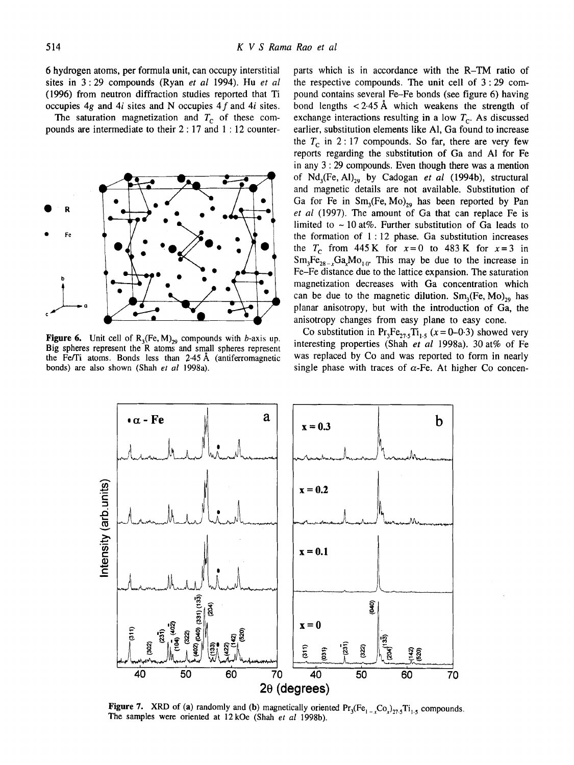6 hydrogen atoms, per formula unit, can occupy interstitial sites in 3 : 29 compounds (Ryan *et al* 1994). Hu *et al* (1996) from neutron diffraction studies reported that Ti occupies 4*g* and 4*i* sites and N occupies 4*f* and 4*i* sites.

The saturation magnetization and $T_C$ of these compounds are intermediate to their 2 : 17 and 1 : 12 counterparts which is in accordance with the R–TM ratio of the respective compounds. The unit cell of 3 : 29 compound contains several Fe–Fe bonds (see figure 6) having bond lengths < 2·45 Å which weakens the strength of exchange interactions resulting in a low $T_C$. As discussed earlier, substitution elements like Al, Ga found to increase the $T_C$ in 2 : 17 compounds. So far, there are very few reports regarding the substitution of Ga and Al for Fe in any 3 : 29 compounds. Even though there was a mention of $Nd_3(Fe, Al)_{29}$ by Cadogan *et al* (1994b), structural and magnetic details are not available. Substitution of Ga for Fe in $Sm_3(Fe, Mo)_{29}$ has been reported by Pan *et al* (1997). The amount of Ga that can replace Fe is limited to ~ 10 at%. Further substitution of Ga leads to the formation of 1 : 12 phase. Ga substitution increases the $T_C$ from 445 K for $x = 0$ to 483 K for $x = 3$ in $Sm_3Fe_{28-x}Ga_xMo_{1.0}$. This may be due to the increase in Fe–Fe distance due to the lattice expansion. The saturation magnetization decreases with Ga concentration which can be due to the magnetic dilution. $Sm_3(Fe, Mo)_{29}$ has planar anisotropy, but with the introduction of Ga, the anisotropy changes from easy plane to easy cone.

**Figure 6.** Unit cell of $R_3(Fe, M)_{29}$ compounds with *b*-axis up. Big spheres represent the R atoms and small spheres represent the Fe/Ti atoms. Bonds less than 2·45 Å (antiferromagnetic bonds) are also shown (Shah *et al* 1998a).

Co substitution in $Pr_3Fe_{27.5}Ti_{1.5}$ ($x = 0$–$0.3$) showed very interesting properties (Shah *et al* 1998a). 30 at% of Fe was replaced by Co and was reported to form in nearly single phase with traces of $\alpha$-Fe. At higher Co concen-

**Figure 7.** XRD of (**a**) randomly and (**b**) magnetically oriented $Pr_3(Fe_{1-x}Co_x)_{27.5}Ti_{1.5}$ compounds. The samples were oriented at 12 kOe (Shah *et al* 1998b).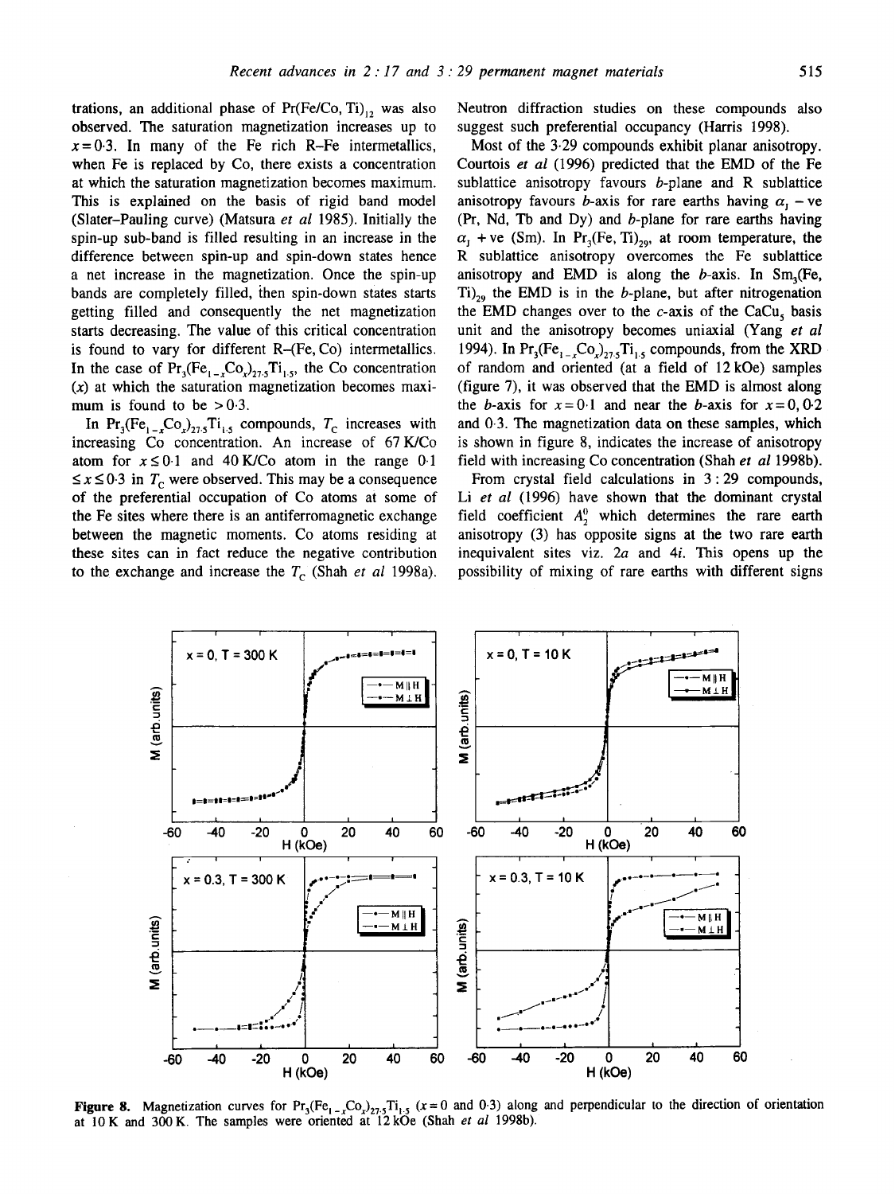trations, an additional phase of $Pr(Fe/Co, Ti)_{12}$ was also observed. The saturation magnetization increases up to $x = 0{\cdot}3$. In many of the Fe rich R–Fe intermetallics, when Fe is replaced by Co, there exists a concentration at which the saturation magnetization becomes maximum. This is explained on the basis of rigid band model (Slater–Pauling curve) (Matsura *et al* 1985). Initially the spin-up sub-band is filled resulting in an increase in the difference between spin-up and spin-down states hence a net increase in the magnetization. Once the spin-up bands are completely filled, then spin-down states starts getting filled and consequently the net magnetization starts decreasing. The value of this critical concentration is found to vary for different R–(Fe, Co) intermetallics. In the case of $Pr_3(Fe_{1-x}Co_x)_{27{\cdot}5}Ti_{1{\cdot}5}$, the Co concentration ($x$) at which the saturation magnetization becomes maximum is found to be $> 0{\cdot}3$.

In $Pr_3(Fe_{1-x}Co_x)_{27{\cdot}5}Ti_{1{\cdot}5}$ compounds, $T_C$ increases with increasing Co concentration. An increase of 67 K/Co atom for $x \leq 0{\cdot}1$ and 40 K/Co atom in the range $0{\cdot}1 \leq x \leq 0{\cdot}3$ in $T_C$ were observed. This may be a consequence of the preferential occupation of Co atoms at some of the Fe sites where there is an antiferromagnetic exchange between the magnetic moments. Co atoms residing at these sites can in fact reduce the negative contribution to the exchange and increase the $T_C$ (Shah *et al* 1998a). Neutron diffraction studies on these compounds also suggest such preferential occupancy (Harris 1998).

Most of the 3·29 compounds exhibit planar anisotropy. Courtois *et al* (1996) predicted that the EMD of the Fe sublattice anisotropy favours *b*-plane and R sublattice anisotropy favours *b*-axis for rare earths having $\alpha_J$ – ve (Pr, Nd, Tb and Dy) and *b*-plane for rare earths having $\alpha_J$ + ve (Sm). In $Pr_3(Fe, Ti)_{29}$, at room temperature, the R sublattice anisotropy overcomes the Fe sublattice anisotropy and EMD is along the *b*-axis. In $Sm_3(Fe, Ti)_{29}$ the EMD is in the *b*-plane, but after nitrogenation the EMD changes over to the *c*-axis of the $CaCu_5$ basis unit and the anisotropy becomes uniaxial (Yang *et al* 1994). In $Pr_3(Fe_{1-x}Co_x)_{27{\cdot}5}Ti_{1{\cdot}5}$ compounds, from the XRD of random and oriented (at a field of 12 kOe) samples (figure 7), it was observed that the EMD is almost along the *b*-axis for $x = 0{\cdot}1$ and near the *b*-axis for $x = 0, 0{\cdot}2$ and 0·3. The magnetization data on these samples, which is shown in figure 8, indicates the increase of anisotropy field with increasing Co concentration (Shah *et al* 1998b).

From crystal field calculations in 3 : 29 compounds, Li *et al* (1996) have shown that the dominant crystal field coefficient $A_2^0$ which determines the rare earth anisotropy (3) has opposite signs at the two rare earth inequivalent sites viz. 2*a* and 4*i*. This opens up the possibility of mixing of rare earths with different signs

**Figure 8.** Magnetization curves for $Pr_3(Fe_{1-x}Co_x)_{27{\cdot}5}Ti_{1{\cdot}5}$ ($x = 0$ and 0·3) along and perpendicular to the direction of orientation at 10 K and 300 K. The samples were oriented at 12 kOe (Shah *et al* 1998b).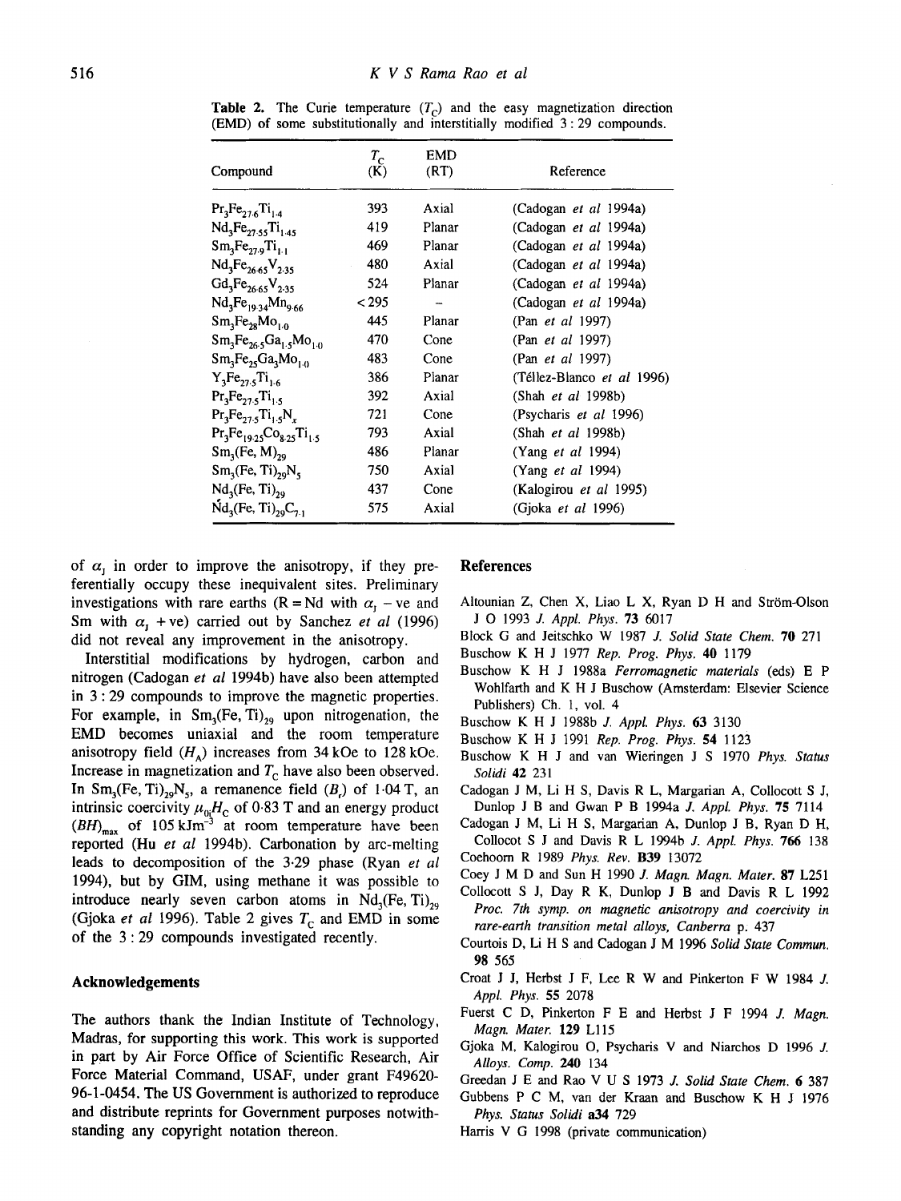**Table 2.** The Curie temperature ($T_C$) and the easy magnetization direction (EMD) of some substitutionally and interstitially modified 3 : 29 compounds.

| Compound | $T_C$ (K) | EMD (RT) | Reference |
|---|---|---|---|
| $Pr_3Fe_{27.6}Ti_{1.4}$ | 393 | Axial | (Cadogan *et al* 1994a) |
| $Nd_3Fe_{27.55}Ti_{1.45}$ | 419 | Planar | (Cadogan *et al* 1994a) |
| $Sm_3Fe_{27.9}Ti_{1.1}$ | 469 | Planar | (Cadogan *et al* 1994a) |
| $Nd_3Fe_{26.65}V_{2.35}$ | 480 | Axial | (Cadogan *et al* 1994a) |
| $Gd_3Fe_{26.65}V_{2.35}$ | 524 | Planar | (Cadogan *et al* 1994a) |
| $Nd_3Fe_{19.34}Mn_{9.66}$ | < 295 | – | (Cadogan *et al* 1994a) |
| $Sm_3Fe_{28}Mo_{1.0}$ | 445 | Planar | (Pan *et al* 1997) |
| $Sm_3Fe_{26.5}Ga_{1.5}Mo_{1.0}$ | 470 | Cone | (Pan *et al* 1997) |
| $Sm_3Fe_{25}Ga_3Mo_{1.0}$ | 483 | Cone | (Pan *et al* 1997) |
| $Y_3Fe_{27.5}Ti_{1.6}$ | 386 | Planar | (Téllez-Blanco *et al* 1996) |
| $Pr_3Fe_{27.5}Ti_{1.5}$ | 392 | Axial | (Shah *et al* 1998b) |
| $Pr_3Fe_{27.5}Ti_{1.5}N_x$ | 721 | Cone | (Psycharis *et al* 1996) |
| $Pr_3Fe_{19.25}Co_{8.25}Ti_{1.5}$ | 793 | Axial | (Shah *et al* 1998b) |
| $Sm_3(Fe, M)_{29}$ | 486 | Planar | (Yang *et al* 1994) |
| $Sm_3(Fe, Ti)_{29}N_5$ | 750 | Axial | (Yang *et al* 1994) |
| $Nd_3(Fe, Ti)_{29}$ | 437 | Cone | (Kalogirou *et al* 1995) |
| $Nd_3(Fe, Ti)_{29}C_{7.1}$ | 575 | Axial | (Gjoka *et al* 1996) |

of $\alpha_J$ in order to improve the anisotropy, if they preferentially occupy these inequivalent sites. Preliminary investigations with rare earths (R = Nd with $\alpha_J$ –ve and Sm with $\alpha_J$ +ve) carried out by Sanchez *et al* (1996) did not reveal any improvement in the anisotropy.

Interstitial modifications by hydrogen, carbon and nitrogen (Cadogan *et al* 1994b) have also been attempted in 3 : 29 compounds to improve the magnetic properties. For example, in $Sm_3(Fe, Ti)_{29}$ upon nitrogenation, the EMD becomes uniaxial and the room temperature anisotropy field ($H_A$) increases from 34 kOe to 128 kOe. Increase in magnetization and $T_C$ have also been observed. In $Sm_3(Fe, Ti)_{29}N_5$, a remanence field ($B_r$) of 1·04 T, an intrinsic coercivity $\mu_{0i}H_C$ of 0·83 T and an energy product $(BH)_{max}$ of 105 kJm$^{-3}$ at room temperature have been reported (Hu *et al* 1994b). Carbonation by arc-melting leads to decomposition of the 3·29 phase (Ryan *et al* 1994), but by GIM, using methane it was possible to introduce nearly seven carbon atoms in $Nd_3(Fe, Ti)_{29}$ (Gjoka *et al* 1996). Table 2 gives $T_C$ and EMD in some of the 3 : 29 compounds investigated recently.

## Acknowledgements

The authors thank the Indian Institute of Technology, Madras, for supporting this work. This work is supported in part by Air Force Office of Scientific Research, Air Force Material Command, USAF, under grant F49620-96-1-0454. The US Government is authorized to reproduce and distribute reprints for Government purposes notwithstanding any copyright notation thereon.

## References

Altounian Z, Chen X, Liao L X, Ryan D H and Ström-Olson J O 1993 *J. Appl. Phys.* **73** 6017

Block G and Jeitschko W 1987 *J. Solid State Chem.* **70** 271

Buschow K H J 1977 *Rep. Prog. Phys.* **40** 1179

Buschow K H J 1988a *Ferromagnetic materials* (eds) E P Wohlfarth and K H J Buschow (Amsterdam: Elsevier Science Publishers) Ch. 1, vol. 4

Buschow K H J 1988b *J. Appl. Phys.* **63** 3130

Buschow K H J 1991 *Rep. Prog. Phys.* **54** 1123

Buschow K H J and van Wieringen J S 1970 *Phys. Status Solidi* **42** 231

Cadogan J M, Li H S, Davis R L, Margarian A, Collocott S J, Dunlop J B and Gwan P B 1994a *J. Appl. Phys.* **75** 7114

Cadogan J M, Li H S, Margarian A, Dunlop J B, Ryan D H, Collocot S J and Davis R L 1994b *J. Appl. Phys.* **766** 138

Coehoorn R 1989 *Phys. Rev.* **B39** 13072

Coey J M D and Sun H 1990 *J. Magn. Magn. Mater.* **87** L251

Collocott S J, Day R K, Dunlop J B and Davis R L 1992 *Proc. 7th symp. on magnetic anisotropy and coercivity in rare-earth transition metal alloys, Canberra* p. 437

Courtois D, Li H S and Cadogan J M 1996 *Solid State Commun.* **98** 565

Croat J J, Herbst J F, Lee R W and Pinkerton F W 1984 *J. Appl. Phys.* **55** 2078

Fuerst C D, Pinkerton F E and Herbst J F 1994 *J. Magn. Magn. Mater.* **129** L115

Gjoka M, Kalogirou O, Psycharis V and Niarchos D 1996 *J. Alloys. Comp.* **240** 134

Greedan J E and Rao V U S 1973 *J. Solid State Chem.* **6** 387

Gubbens P C M, van der Kraan and Buschow K H J 1976 *Phys. Status Solidi* **a34** 729

Harris V G 1998 (private communication)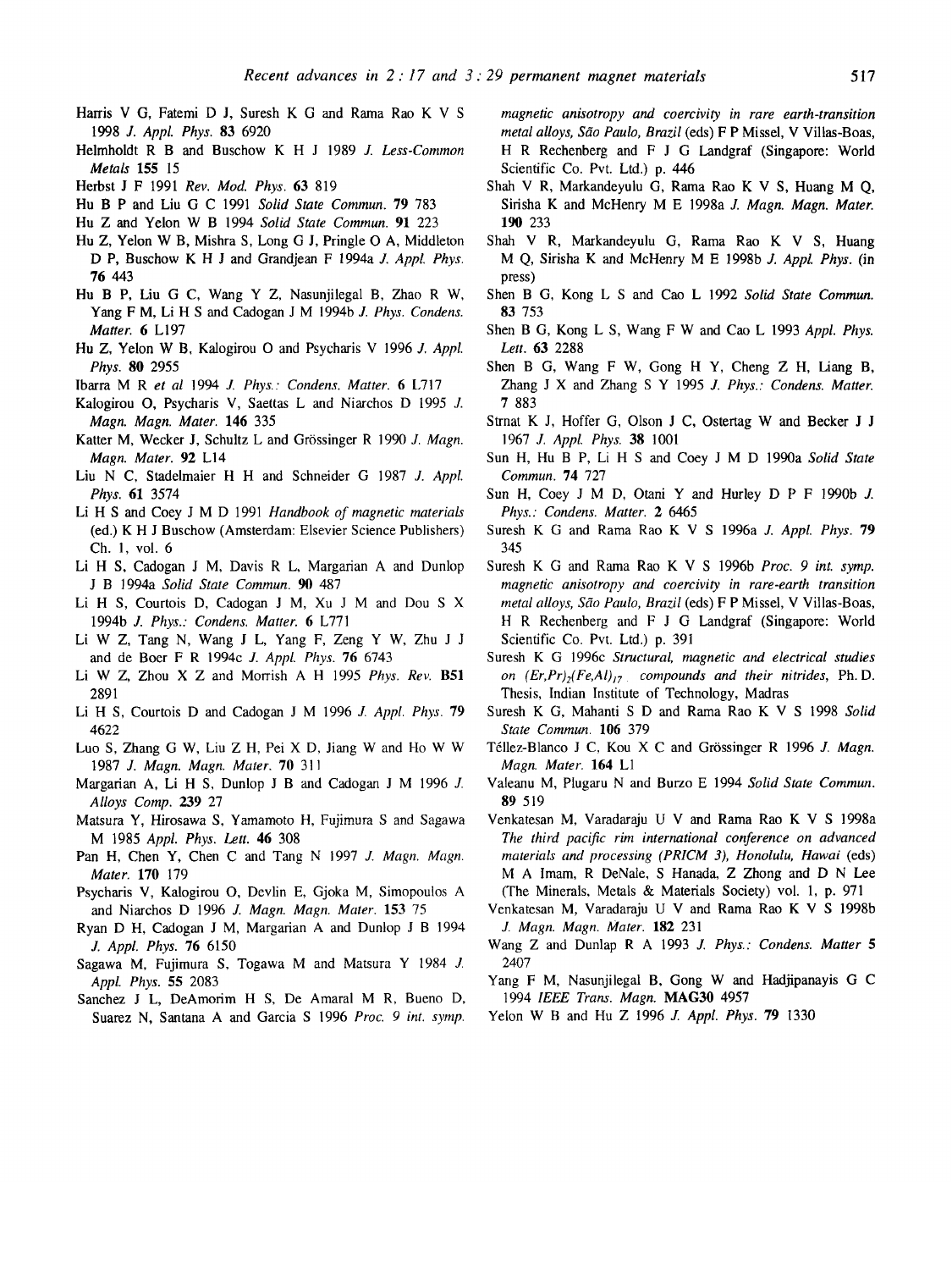Harris V G, Fatemi D J, Suresh K G and Rama Rao K V S 1998 *J. Appl. Phys.* **83** 6920

Helmholdt R B and Buschow K H J 1989 *J. Less-Common Metals* **155** 15

Herbst J F 1991 *Rev. Mod. Phys.* **63** 819

Hu B P and Liu G C 1991 *Solid State Commun.* **79** 783

Hu Z and Yelon W B 1994 *Solid State Commun.* **91** 223

Hu Z, Yelon W B, Mishra S, Long G J, Pringle O A, Middleton D P, Buschow K H J and Grandjean F 1994a *J. Appl. Phys.* **76** 443

Hu B P, Liu G C, Wang Y Z, Nasunjilegal B, Zhao R W, Yang F M, Li H S and Cadogan J M 1994b *J. Phys. Condens. Matter.* **6** L197

Hu Z, Yelon W B, Kalogirou O and Psycharis V 1996 *J. Appl. Phys.* **80** 2955

Ibarra M R *et al* 1994 *J. Phys.: Condens. Matter.* **6** L717

Kalogirou O, Psycharis V, Saettas L and Niarchos D 1995 *J. Magn. Magn. Mater.* **146** 335

Katter M, Wecker J, Schultz L and Grössinger R 1990 *J. Magn. Magn. Mater.* **92** L14

Liu N C, Stadelmaier H H and Schneider G 1987 *J. Appl. Phys.* **61** 3574

Li H S and Coey J M D 1991 *Handbook of magnetic materials* (ed.) K H J Buschow (Amsterdam: Elsevier Science Publishers) Ch. 1, vol. 6

Li H S, Cadogan J M, Davis R L, Margarian A and Dunlop J B 1994a *Solid State Commun.* **90** 487

Li H S, Courtois D, Cadogan J M, Xu J M and Dou S X 1994b *J. Phys.: Condens. Matter.* **6** L771

Li W Z, Tang N, Wang J L, Yang F, Zeng Y W, Zhu J J and de Boer F R 1994c *J. Appl. Phys.* **76** 6743

Li W Z, Zhou X Z and Morrish A H 1995 *Phys. Rev.* **B51** 2891

Li H S, Courtois D and Cadogan J M 1996 *J. Appl. Phys.* **79** 4622

Luo S, Zhang G W, Liu Z H, Pei X D, Jiang W and Ho W W 1987 *J. Magn. Magn. Mater.* **70** 311

Margarian A, Li H S, Dunlop J B and Cadogan J M 1996 *J. Alloys Comp.* **239** 27

Matsura Y, Hirosawa S, Yamamoto H, Fujimura S and Sagawa M 1985 *Appl. Phys. Lett.* **46** 308

Pan H, Chen Y, Chen C and Tang N 1997 *J. Magn. Magn. Mater.* **170** 179

Psycharis V, Kalogirou O, Devlin E, Gjoka M, Simopoulos A and Niarchos D 1996 *J. Magn. Magn. Mater.* **153** 75

Ryan D H, Cadogan J M, Margarian A and Dunlop J B 1994 *J. Appl. Phys.* **76** 6150

Sagawa M, Fujimura S, Togawa M and Matsura Y 1984 *J. Appl. Phys.* **55** 2083

Sanchez J L, DeAmorim H S, De Amaral M R, Bueno D, Suarez N, Santana A and Garcia S 1996 *Proc. 9 int. symp. magnetic anisotropy and coercivity in rare earth-transition metal alloys, São Paulo, Brazil* (eds) F P Missel, V Villas-Boas, H R Rechenberg and F J G Landgraf (Singapore: World Scientific Co. Pvt. Ltd.) p. 446

Shah V R, Markandeyulu G, Rama Rao K V S, Huang M Q, Sirisha K and McHenry M E 1998a *J. Magn. Magn. Mater.* **190** 233

Shah V R, Markandeyulu G, Rama Rao K V S, Huang M Q, Sirisha K and McHenry M E 1998b *J. Appl. Phys.* (in press)

Shen B G, Kong L S and Cao L 1992 *Solid State Commun.* **83** 753

Shen B G, Kong L S, Wang F W and Cao L 1993 *Appl. Phys. Lett.* **63** 2288

Shen B G, Wang F W, Gong H Y, Cheng Z H, Liang B, Zhang J X and Zhang S Y 1995 *J. Phys.: Condens. Matter.* **7** 883

Strnat K J, Hoffer G, Olson J C, Ostertag W and Becker J J 1967 *J. Appl. Phys.* **38** 1001

Sun H, Hu B P, Li H S and Coey J M D 1990a *Solid State Commun.* **74** 727

Sun H, Coey J M D, Otani Y and Hurley D P F 1990b *J. Phys.: Condens. Matter.* **2** 6465

Suresh K G and Rama Rao K V S 1996a *J. Appl. Phys.* **79** 345

Suresh K G and Rama Rao K V S 1996b *Proc. 9 int. symp. magnetic anisotropy and coercivity in rare-earth transition metal alloys, São Paulo, Brazil* (eds) F P Missel, V Villas-Boas, H R Rechenberg and F J G Landgraf (Singapore: World Scientific Co. Pvt. Ltd.) p. 391

Suresh K G 1996c *Structural, magnetic and electrical studies on $(Er,Pr)_2(Fe,Al)_{17}$ compounds and their nitrides*, Ph. D. Thesis, Indian Institute of Technology, Madras

Suresh K G, Mahanti S D and Rama Rao K V S 1998 *Solid State Commun.* **106** 379

Téllez-Blanco J C, Kou X C and Grössinger R 1996 *J. Magn. Magn. Mater.* **164** L1

Valeanu M, Plugaru N and Burzo E 1994 *Solid State Commun.* **89** 519

Venkatesan M, Varadaraju U V and Rama Rao K V S 1998a *The third pacific rim international conference on advanced materials and processing (PRICM 3), Honolulu, Hawai* (eds) M A Imam, R DeNale, S Hanada, Z Zhong and D N Lee (The Minerals, Metals & Materials Society) vol. 1, p. 971

Venkatesan M, Varadaraju U V and Rama Rao K V S 1998b *J. Magn. Magn. Mater.* **182** 231

Wang Z and Dunlap R A 1993 *J. Phys.: Condens. Matter* **5** 2407

Yang F M, Nasunjilegal B, Gong W and Hadjipanayis G C 1994 *IEEE Trans. Magn.* **MAG30** 4957

Yelon W B and Hu Z 1996 *J. Appl. Phys.* **79** 1330